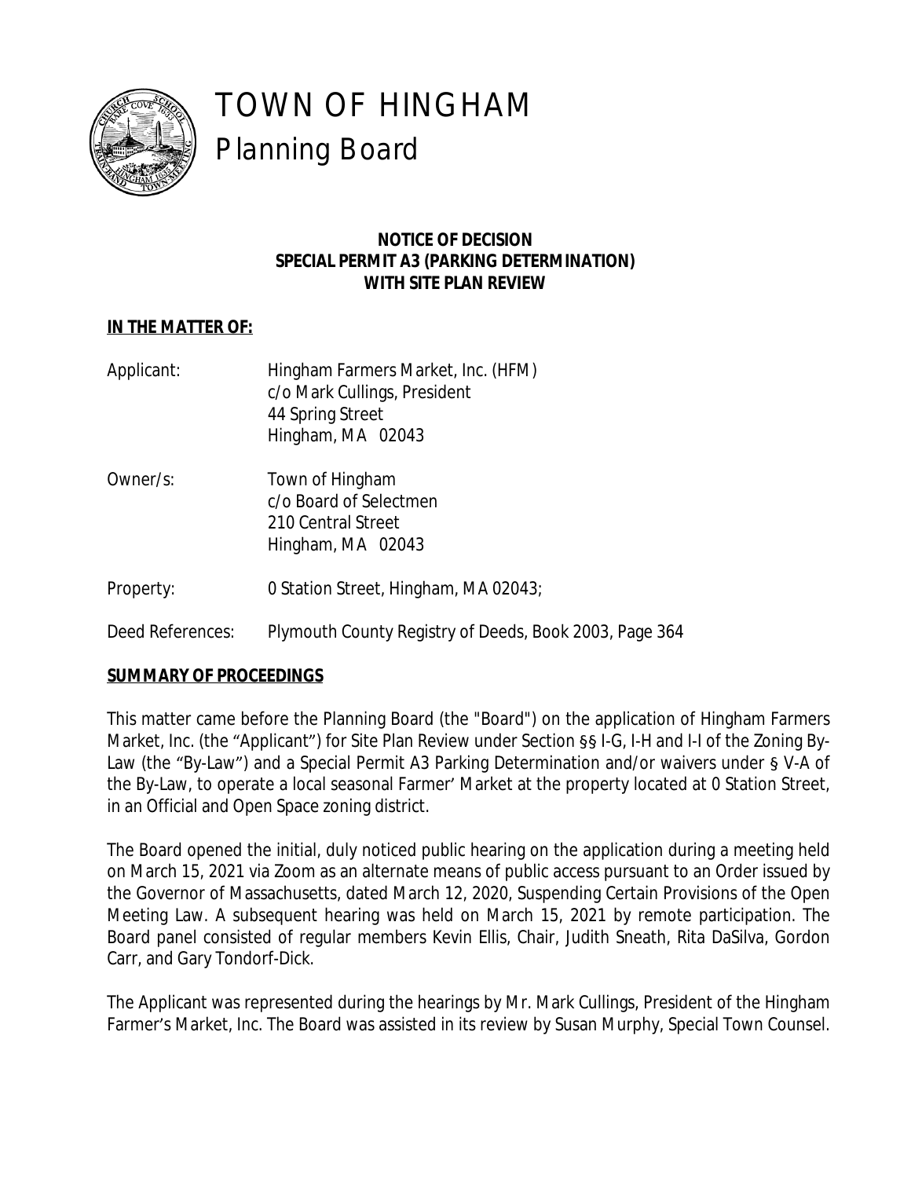# TOWN OF HINGHAM
## Planning Board

**NOTICE OF DECISION**
**SPECIAL PERMIT A3 (PARKING DETERMINATION)**
**WITH SITE PLAN REVIEW**

**IN THE MATTER OF:**

Applicant: Hingham Farmers Market, Inc. (HFM)
c/o Mark Cullings, President
44 Spring Street
Hingham, MA 02043

Owner/s: Town of Hingham
c/o Board of Selectmen
210 Central Street
Hingham, MA 02043

Property: 0 Station Street, Hingham, MA 02043;

Deed References: Plymouth County Registry of Deeds, Book 2003, Page 364

**SUMMARY OF PROCEEDINGS**

This matter came before the Planning Board (the "Board") on the application of Hingham Farmers Market, Inc. (the "Applicant") for Site Plan Review under Section §§ I-G, I-H and I-I of the Zoning By-Law (the "By-Law") and a Special Permit A3 Parking Determination and/or waivers under § V-A of the By-Law, to operate a local seasonal Farmer' Market at the property located at 0 Station Street, in an Official and Open Space zoning district.

The Board opened the initial, duly noticed public hearing on the application during a meeting held on March 15, 2021 via Zoom as an alternate means of public access pursuant to an Order issued by the Governor of Massachusetts, dated March 12, 2020, Suspending Certain Provisions of the Open Meeting Law. A subsequent hearing was held on March 15, 2021 by remote participation. The Board panel consisted of regular members Kevin Ellis, Chair, Judith Sneath, Rita DaSilva, Gordon Carr, and Gary Tondorf-Dick.

The Applicant was represented during the hearings by Mr. Mark Cullings, President of the Hingham Farmer's Market, Inc. The Board was assisted in its review by Susan Murphy, Special Town Counsel.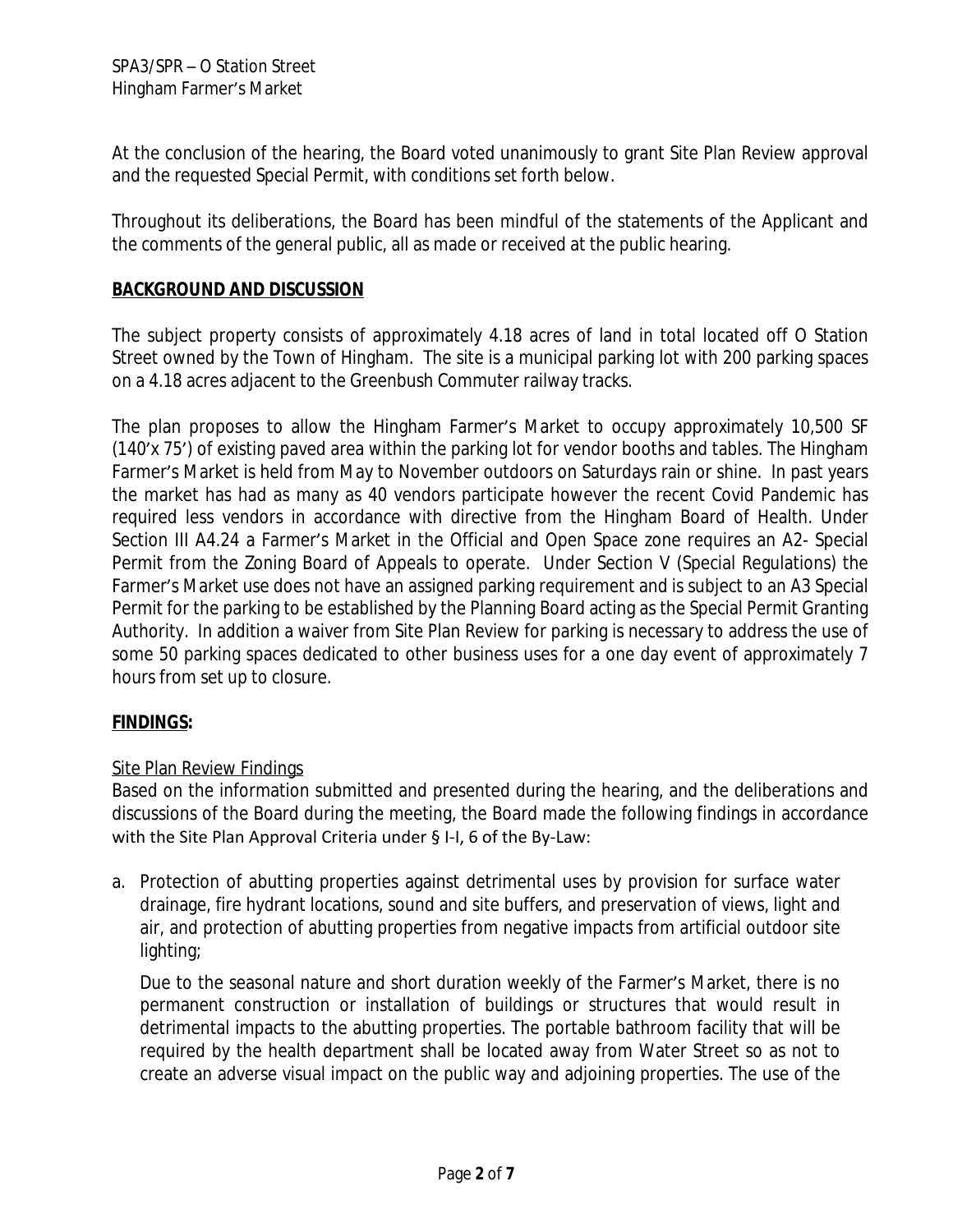At the conclusion of the hearing, the Board voted unanimously to grant Site Plan Review approval and the requested Special Permit, with conditions set forth below.

Throughout its deliberations, the Board has been mindful of the statements of the Applicant and the comments of the general public, all as made or received at the public hearing.

## **BACKGROUND AND DISCUSSION**

The subject property consists of approximately 4.18 acres of land in total located off O Station Street owned by the Town of Hingham. The site is a municipal parking lot with 200 parking spaces on a 4.18 acres adjacent to the Greenbush Commuter railway tracks.

The plan proposes to allow the Hingham Farmer's Market to occupy approximately 10,500 SF (140'x 75') of existing paved area within the parking lot for vendor booths and tables. The Hingham Farmer's Market is held from May to November outdoors on Saturdays rain or shine. In past years the market has had as many as 40 vendors participate however the recent Covid Pandemic has required less vendors in accordance with directive from the Hingham Board of Health. Under Section III A4.24 a Farmer's Market in the Official and Open Space zone requires an A2- Special Permit from the Zoning Board of Appeals to operate. Under Section V (Special Regulations) the Farmer's Market use does not have an assigned parking requirement and is subject to an A3 Special Permit for the parking to be established by the Planning Board acting as the Special Permit Granting Authority. In addition a waiver from Site Plan Review for parking is necessary to address the use of some 50 parking spaces dedicated to other business uses for a one day event of approximately 7 hours from set up to closure.

## **FINDINGS:**

Site Plan Review Findings

Based on the information submitted and presented during the hearing, and the deliberations and discussions of the Board during the meeting, the Board made the following findings in accordance with the Site Plan Approval Criteria under § I-I, 6 of the By-Law:

a. Protection of abutting properties against detrimental uses by provision for surface water drainage, fire hydrant locations, sound and site buffers, and preservation of views, light and air, and protection of abutting properties from negative impacts from artificial outdoor site lighting;

   Due to the seasonal nature and short duration weekly of the Farmer's Market, there is no permanent construction or installation of buildings or structures that would result in detrimental impacts to the abutting properties. The portable bathroom facility that will be required by the health department shall be located away from Water Street so as not to create an adverse visual impact on the public way and adjoining properties. The use of the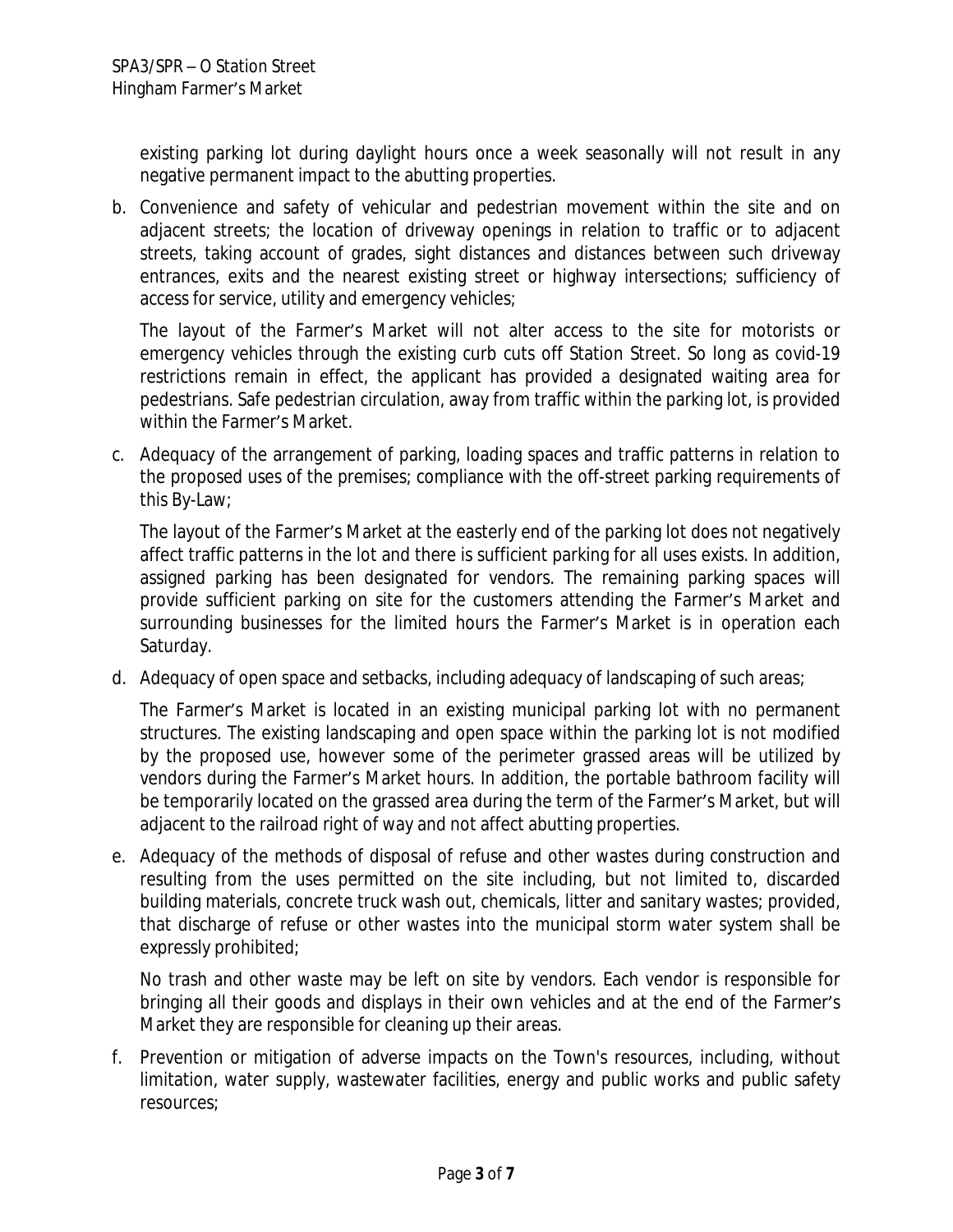existing parking lot during daylight hours once a week seasonally will not result in any negative permanent impact to the abutting properties.

b. Convenience and safety of vehicular and pedestrian movement within the site and on adjacent streets; the location of driveway openings in relation to traffic or to adjacent streets, taking account of grades, sight distances and distances between such driveway entrances, exits and the nearest existing street or highway intersections; sufficiency of access for service, utility and emergency vehicles;

   The layout of the Farmer's Market will not alter access to the site for motorists or emergency vehicles through the existing curb cuts off Station Street. So long as covid-19 restrictions remain in effect, the applicant has provided a designated waiting area for pedestrians. Safe pedestrian circulation, away from traffic within the parking lot, is provided within the Farmer's Market.

c. Adequacy of the arrangement of parking, loading spaces and traffic patterns in relation to the proposed uses of the premises; compliance with the off-street parking requirements of this By-Law;

   The layout of the Farmer's Market at the easterly end of the parking lot does not negatively affect traffic patterns in the lot and there is sufficient parking for all uses exists. In addition, assigned parking has been designated for vendors. The remaining parking spaces will provide sufficient parking on site for the customers attending the Farmer's Market and surrounding businesses for the limited hours the Farmer's Market is in operation each Saturday.

d. Adequacy of open space and setbacks, including adequacy of landscaping of such areas;

   The Farmer's Market is located in an existing municipal parking lot with no permanent structures. The existing landscaping and open space within the parking lot is not modified by the proposed use, however some of the perimeter grassed areas will be utilized by vendors during the Farmer's Market hours. In addition, the portable bathroom facility will be temporarily located on the grassed area during the term of the Farmer's Market, but will adjacent to the railroad right of way and not affect abutting properties.

e. Adequacy of the methods of disposal of refuse and other wastes during construction and resulting from the uses permitted on the site including, but not limited to, discarded building materials, concrete truck wash out, chemicals, litter and sanitary wastes; provided, that discharge of refuse or other wastes into the municipal storm water system shall be expressly prohibited;

   No trash and other waste may be left on site by vendors. Each vendor is responsible for bringing all their goods and displays in their own vehicles and at the end of the Farmer's Market they are responsible for cleaning up their areas.

f. Prevention or mitigation of adverse impacts on the Town's resources, including, without limitation, water supply, wastewater facilities, energy and public works and public safety resources;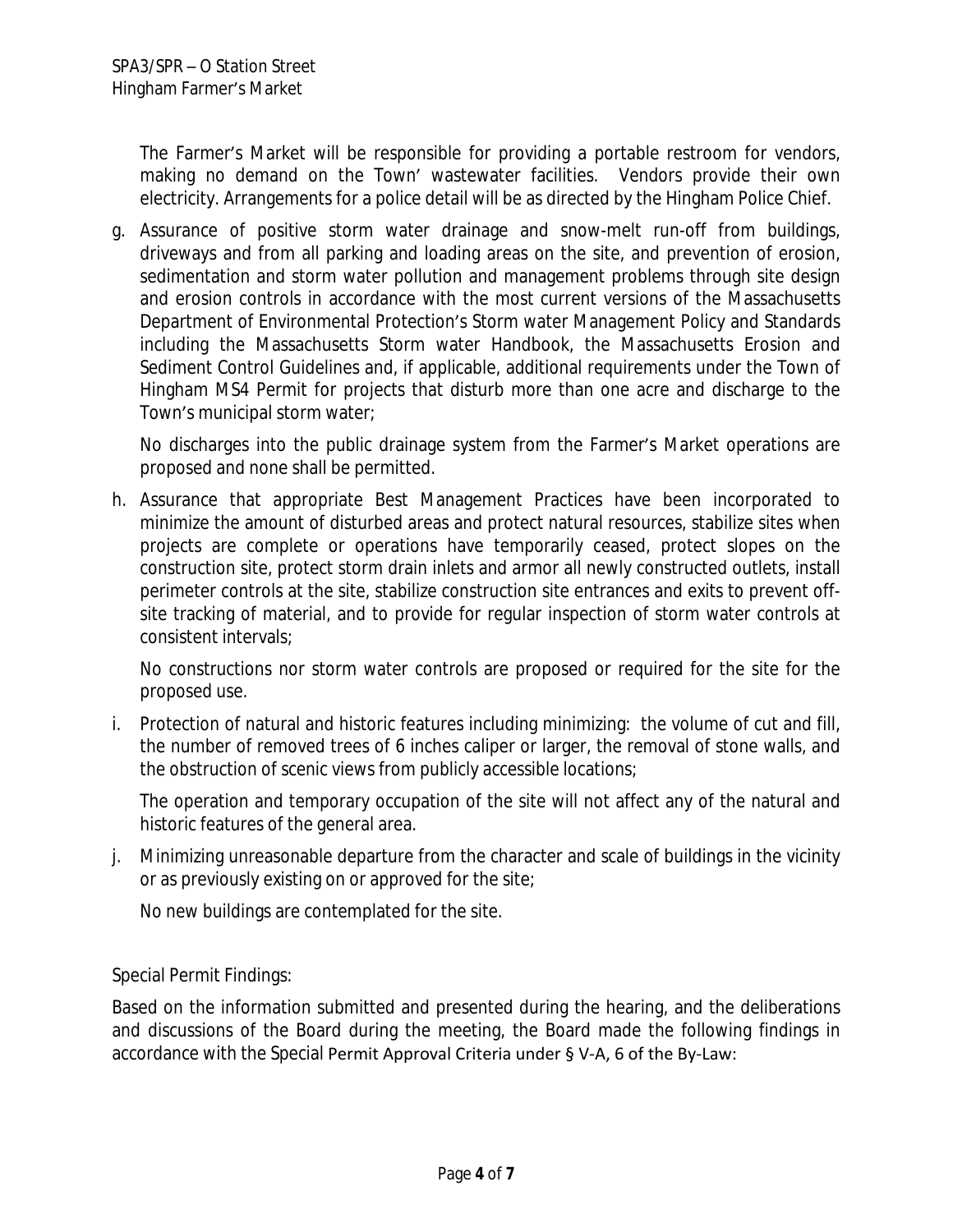The Farmer's Market will be responsible for providing a portable restroom for vendors, making no demand on the Town' wastewater facilities. Vendors provide their own electricity. Arrangements for a police detail will be as directed by the Hingham Police Chief.

g. Assurance of positive storm water drainage and snow-melt run-off from buildings, driveways and from all parking and loading areas on the site, and prevention of erosion, sedimentation and storm water pollution and management problems through site design and erosion controls in accordance with the most current versions of the Massachusetts Department of Environmental Protection's Storm water Management Policy and Standards including the Massachusetts Storm water Handbook, the Massachusetts Erosion and Sediment Control Guidelines and, if applicable, additional requirements under the Town of Hingham MS4 Permit for projects that disturb more than one acre and discharge to the Town's municipal storm water;

   No discharges into the public drainage system from the Farmer's Market operations are proposed and none shall be permitted.

h. Assurance that appropriate Best Management Practices have been incorporated to minimize the amount of disturbed areas and protect natural resources, stabilize sites when projects are complete or operations have temporarily ceased, protect slopes on the construction site, protect storm drain inlets and armor all newly constructed outlets, install perimeter controls at the site, stabilize construction site entrances and exits to prevent off-site tracking of material, and to provide for regular inspection of storm water controls at consistent intervals;

   No constructions nor storm water controls are proposed or required for the site for the proposed use.

i. Protection of natural and historic features including minimizing: the volume of cut and fill, the number of removed trees of 6 inches caliper or larger, the removal of stone walls, and the obstruction of scenic views from publicly accessible locations;

   The operation and temporary occupation of the site will not affect any of the natural and historic features of the general area.

j. Minimizing unreasonable departure from the character and scale of buildings in the vicinity or as previously existing on or approved for the site;

   No new buildings are contemplated for the site.

Special Permit Findings:

Based on the information submitted and presented during the hearing, and the deliberations and discussions of the Board during the meeting, the Board made the following findings in accordance with the Special Permit Approval Criteria under § V-A, 6 of the By-Law: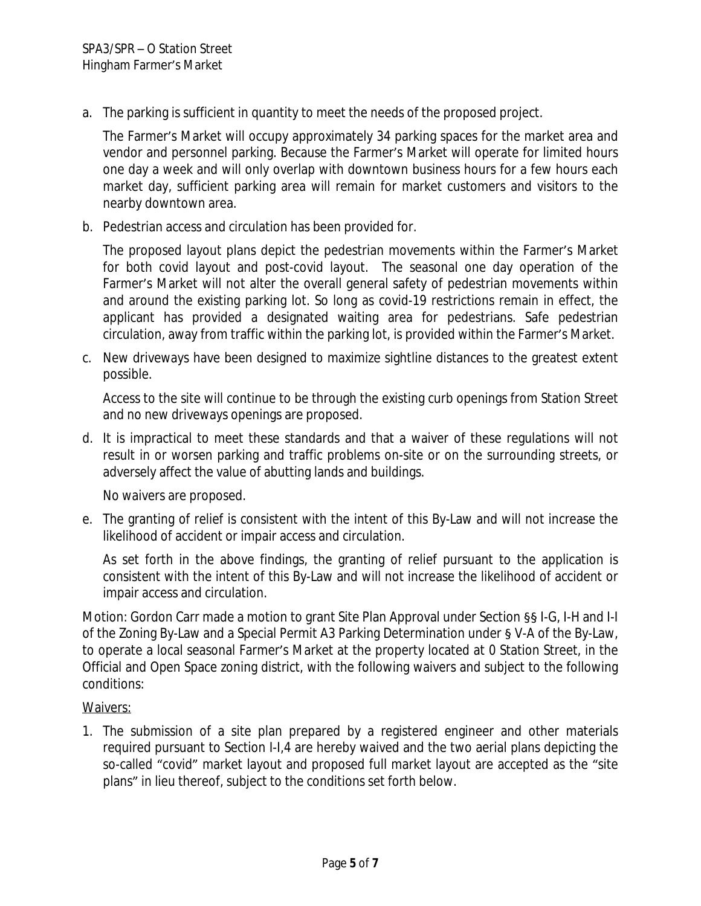a. The parking is sufficient in quantity to meet the needs of the proposed project.

   The Farmer's Market will occupy approximately 34 parking spaces for the market area and vendor and personnel parking. Because the Farmer's Market will operate for limited hours one day a week and will only overlap with downtown business hours for a few hours each market day, sufficient parking area will remain for market customers and visitors to the nearby downtown area.

b. Pedestrian access and circulation has been provided for.

   The proposed layout plans depict the pedestrian movements within the Farmer's Market for both covid layout and post-covid layout. The seasonal one day operation of the Farmer's Market will not alter the overall general safety of pedestrian movements within and around the existing parking lot. So long as covid-19 restrictions remain in effect, the applicant has provided a designated waiting area for pedestrians. Safe pedestrian circulation, away from traffic within the parking lot, is provided within the Farmer's Market.

c. New driveways have been designed to maximize sightline distances to the greatest extent possible.

   Access to the site will continue to be through the existing curb openings from Station Street and no new driveways openings are proposed.

d. It is impractical to meet these standards and that a waiver of these regulations will not result in or worsen parking and traffic problems on-site or on the surrounding streets, or adversely affect the value of abutting lands and buildings.

   No waivers are proposed.

e. The granting of relief is consistent with the intent of this By-Law and will not increase the likelihood of accident or impair access and circulation.

   As set forth in the above findings, the granting of relief pursuant to the application is consistent with the intent of this By-Law and will not increase the likelihood of accident or impair access and circulation.

Motion: Gordon Carr made a motion to grant Site Plan Approval under Section §§ I-G, I-H and I-I of the Zoning By-Law and a Special Permit A3 Parking Determination under § V-A of the By-Law, to operate a local seasonal Farmer's Market at the property located at 0 Station Street, in the Official and Open Space zoning district, with the following waivers and subject to the following conditions:

Waivers:

1. The submission of a site plan prepared by a registered engineer and other materials required pursuant to Section I-I,4 are hereby waived and the two aerial plans depicting the so-called "covid" market layout and proposed full market layout are accepted as the "site plans" in lieu thereof, subject to the conditions set forth below.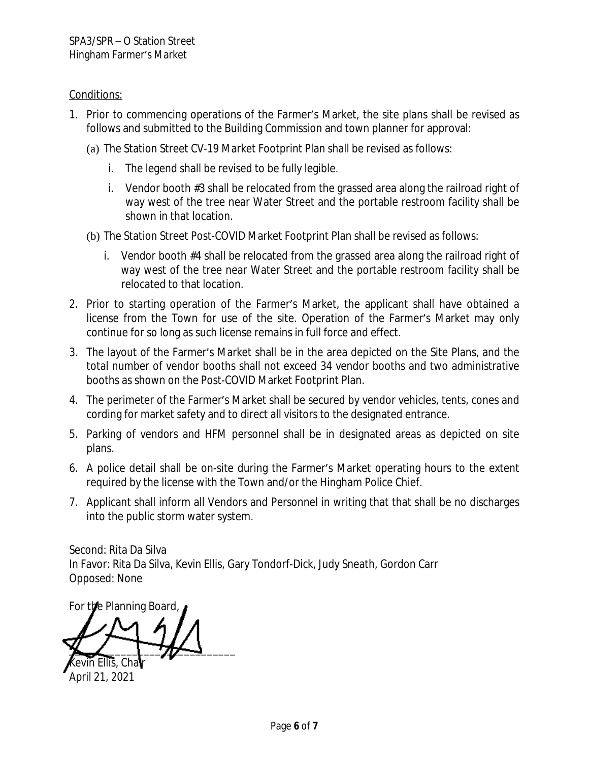SPA3/SPR – O Station Street
Hingham Farmer's Market

Conditions:

1. Prior to commencing operations of the Farmer's Market, the site plans shall be revised as follows and submitted to the Building Commission and town planner for approval:
   (a) The Station Street CV-19 Market Footprint Plan shall be revised as follows:
      i. The legend shall be revised to be fully legible.
      i. Vendor booth #3 shall be relocated from the grassed area along the railroad right of way west of the tree near Water Street and the portable restroom facility shall be shown in that location.
   (b) The Station Street Post-COVID Market Footprint Plan shall be revised as follows:
      i. Vendor booth #4 shall be relocated from the grassed area along the railroad right of way west of the tree near Water Street and the portable restroom facility shall be relocated to that location.
2. Prior to starting operation of the Farmer's Market, the applicant shall have obtained a license from the Town for use of the site. Operation of the Farmer's Market may only continue for so long as such license remains in full force and effect.
3. The layout of the Farmer's Market shall be in the area depicted on the Site Plans, and the total number of vendor booths shall not exceed 34 vendor booths and two administrative booths as shown on the Post-COVID Market Footprint Plan.
4. The perimeter of the Farmer's Market shall be secured by vendor vehicles, tents, cones and cording for market safety and to direct all visitors to the designated entrance.
5. Parking of vendors and HFM personnel shall be in designated areas as depicted on site plans.
6. A police detail shall be on-site during the Farmer's Market operating hours to the extent required by the license with the Town and/or the Hingham Police Chief.
7. Applicant shall inform all Vendors and Personnel in writing that that shall be no discharges into the public storm water system.

Second: Rita Da Silva
In Favor: Rita Da Silva, Kevin Ellis, Gary Tondorf-Dick, Judy Sneath, Gordon Carr
Opposed: None

For the Planning Board,

\_\_\_\_\_\_\_\_\_\_\_\_\_\_\_\_\_\_\_\_\_\_\_\_\_\_\_\_
Kevin Ellis, Chair
April 21, 2021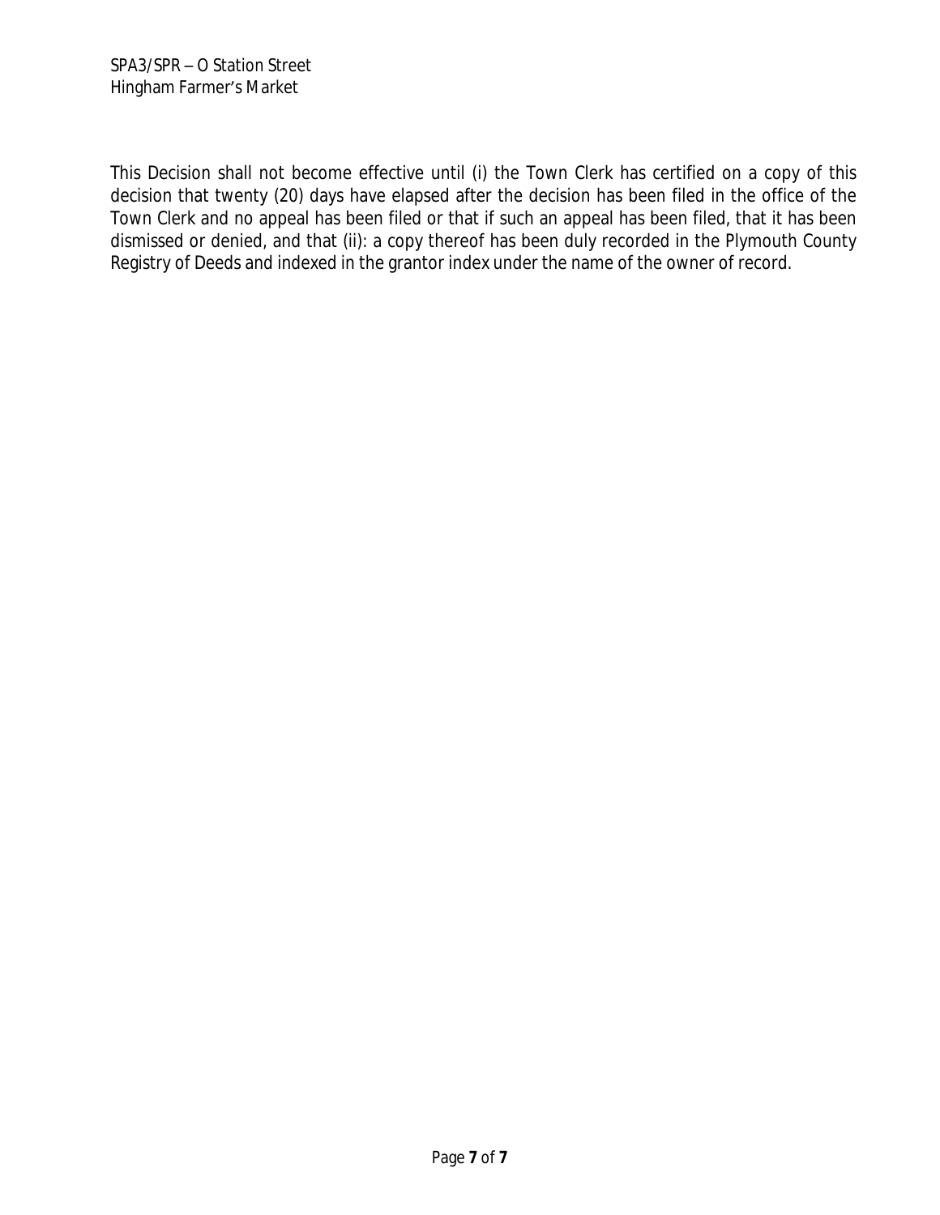This Decision shall not become effective until (i) the Town Clerk has certified on a copy of this decision that twenty (20) days have elapsed after the decision has been filed in the office of the Town Clerk and no appeal has been filed or that if such an appeal has been filed, that it has been dismissed or denied, and that (ii): a copy thereof has been duly recorded in the Plymouth County Registry of Deeds and indexed in the grantor index under the name of the owner of record.